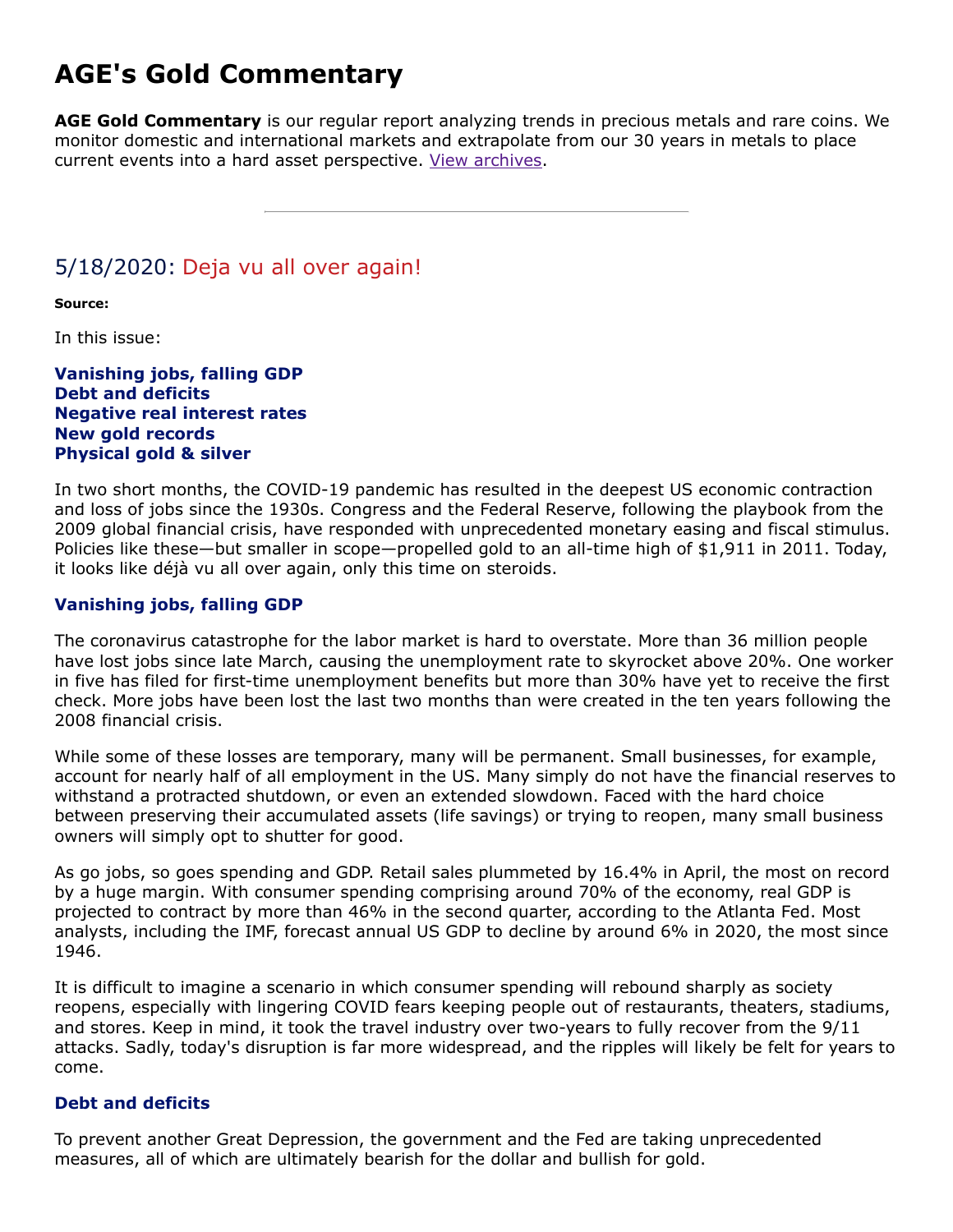# AGE's Gold Commentary

**AGE Gold Commentary** is our regular report analyzing trends in precious metals and rare coins. We monitor domestic and international markets and extrapolate from our 30 years in metals to place current events into a hard asset perspective. View archives.

---

## 5/18/2020: Deja vu all over again!

**Source:**

In this issue:

**Vanishing jobs, falling GDP**
**Debt and deficits**
**Negative real interest rates**
**New gold records**
**Physical gold & silver**

In two short months, the COVID-19 pandemic has resulted in the deepest US economic contraction and loss of jobs since the 1930s. Congress and the Federal Reserve, following the playbook from the 2009 global financial crisis, have responded with unprecedented monetary easing and fiscal stimulus. Policies like these—but smaller in scope—propelled gold to an all-time high of $1,911 in 2011. Today, it looks like déjà vu all over again, only this time on steroids.

### Vanishing jobs, falling GDP

The coronavirus catastrophe for the labor market is hard to overstate. More than 36 million people have lost jobs since late March, causing the unemployment rate to skyrocket above 20%. One worker in five has filed for first-time unemployment benefits but more than 30% have yet to receive the first check. More jobs have been lost the last two months than were created in the ten years following the 2008 financial crisis.

While some of these losses are temporary, many will be permanent. Small businesses, for example, account for nearly half of all employment in the US. Many simply do not have the financial reserves to withstand a protracted shutdown, or even an extended slowdown. Faced with the hard choice between preserving their accumulated assets (life savings) or trying to reopen, many small business owners will simply opt to shutter for good.

As go jobs, so goes spending and GDP. Retail sales plummeted by 16.4% in April, the most on record by a huge margin. With consumer spending comprising around 70% of the economy, real GDP is projected to contract by more than 46% in the second quarter, according to the Atlanta Fed. Most analysts, including the IMF, forecast annual US GDP to decline by around 6% in 2020, the most since 1946.

It is difficult to imagine a scenario in which consumer spending will rebound sharply as society reopens, especially with lingering COVID fears keeping people out of restaurants, theaters, stadiums, and stores. Keep in mind, it took the travel industry over two-years to fully recover from the 9/11 attacks. Sadly, today's disruption is far more widespread, and the ripples will likely be felt for years to come.

### Debt and deficits

To prevent another Great Depression, the government and the Fed are taking unprecedented measures, all of which are ultimately bearish for the dollar and bullish for gold.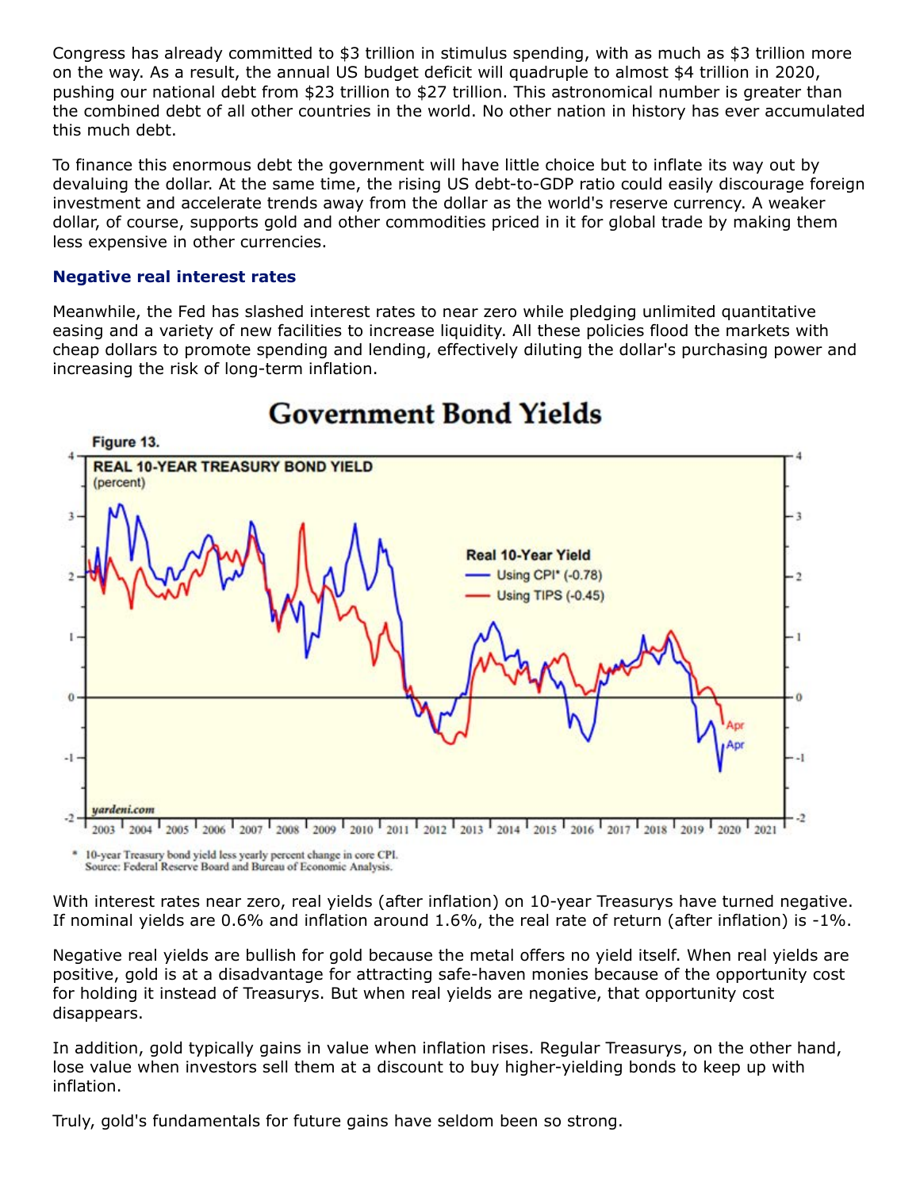Congress has already committed to $3 trillion in stimulus spending, with as much as $3 trillion more on the way. As a result, the annual US budget deficit will quadruple to almost $4 trillion in 2020, pushing our national debt from $23 trillion to $27 trillion. This astronomical number is greater than the combined debt of all other countries in the world. No other nation in history has ever accumulated this much debt.

To finance this enormous debt the government will have little choice but to inflate its way out by devaluing the dollar. At the same time, the rising US debt-to-GDP ratio could easily discourage foreign investment and accelerate trends away from the dollar as the world's reserve currency. A weaker dollar, of course, supports gold and other commodities priced in it for global trade by making them less expensive in other currencies.

### Negative real interest rates

Meanwhile, the Fed has slashed interest rates to near zero while pledging unlimited quantitative easing and a variety of new facilities to increase liquidity. All these policies flood the markets with cheap dollars to promote spending and lending, effectively diluting the dollar's purchasing power and increasing the risk of long-term inflation.

**Government Bond Yields**

Figure 13.

REAL 10-YEAR TREASURY BOND YIELD (percent)

Real 10-Year Yield
- Using CPI* (-0.78)
- Using TIPS (-0.45)

yardeni.com

\* 10-year Treasury bond yield less yearly percent change in core CPI.
Source: Federal Reserve Board and Bureau of Economic Analysis.

With interest rates near zero, real yields (after inflation) on 10-year Treasurys have turned negative. If nominal yields are 0.6% and inflation around 1.6%, the real rate of return (after inflation) is -1%.

Negative real yields are bullish for gold because the metal offers no yield itself. When real yields are positive, gold is at a disadvantage for attracting safe-haven monies because of the opportunity cost for holding it instead of Treasurys. But when real yields are negative, that opportunity cost disappears.

In addition, gold typically gains in value when inflation rises. Regular Treasurys, on the other hand, lose value when investors sell them at a discount to buy higher-yielding bonds to keep up with inflation.

Truly, gold's fundamentals for future gains have seldom been so strong.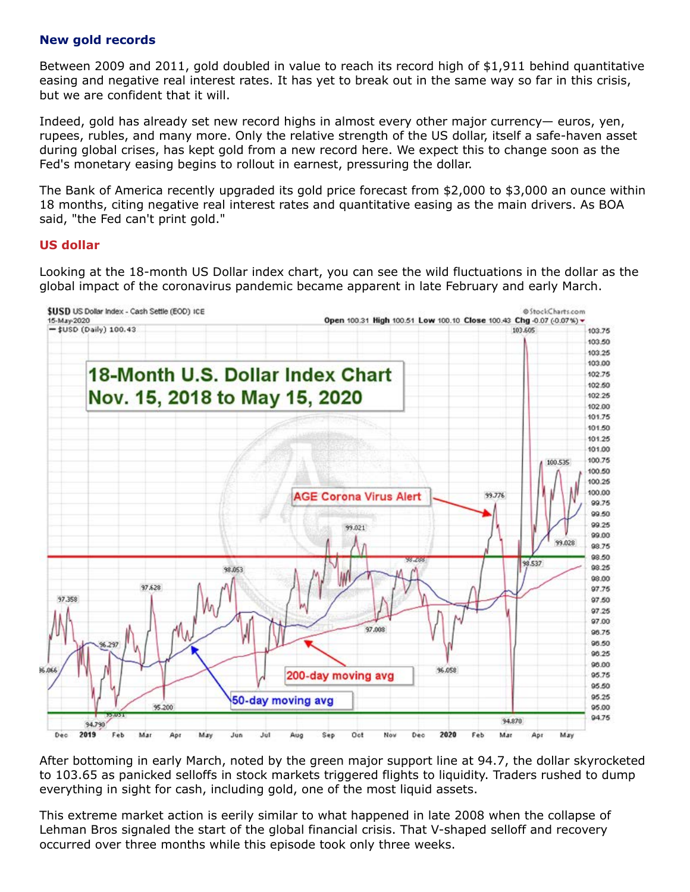### New gold records

Between 2009 and 2011, gold doubled in value to reach its record high of $1,911 behind quantitative easing and negative real interest rates. It has yet to break out in the same way so far in this crisis, but we are confident that it will.

Indeed, gold has already set new record highs in almost every other major currency— euros, yen, rupees, rubles, and many more. Only the relative strength of the US dollar, itself a safe-haven asset during global crises, has kept gold from a new record here. We expect this to change soon as the Fed's monetary easing begins to rollout in earnest, pressuring the dollar.

The Bank of America recently upgraded its gold price forecast from $2,000 to $3,000 an ounce within 18 months, citing negative real interest rates and quantitative easing as the main drivers. As BOA said, "the Fed can't print gold."

### US dollar

Looking at the 18-month US Dollar index chart, you can see the wild fluctuations in the dollar as the global impact of the coronavirus pandemic became apparent in late February and early March.

After bottoming in early March, noted by the green major support line at 94.7, the dollar skyrocketed to 103.65 as panicked selloffs in stock markets triggered flights to liquidity. Traders rushed to dump everything in sight for cash, including gold, one of the most liquid assets.

This extreme market action is eerily similar to what happened in late 2008 when the collapse of Lehman Bros signaled the start of the global financial crisis. That V-shaped selloff and recovery occurred over three months while this episode took only three weeks.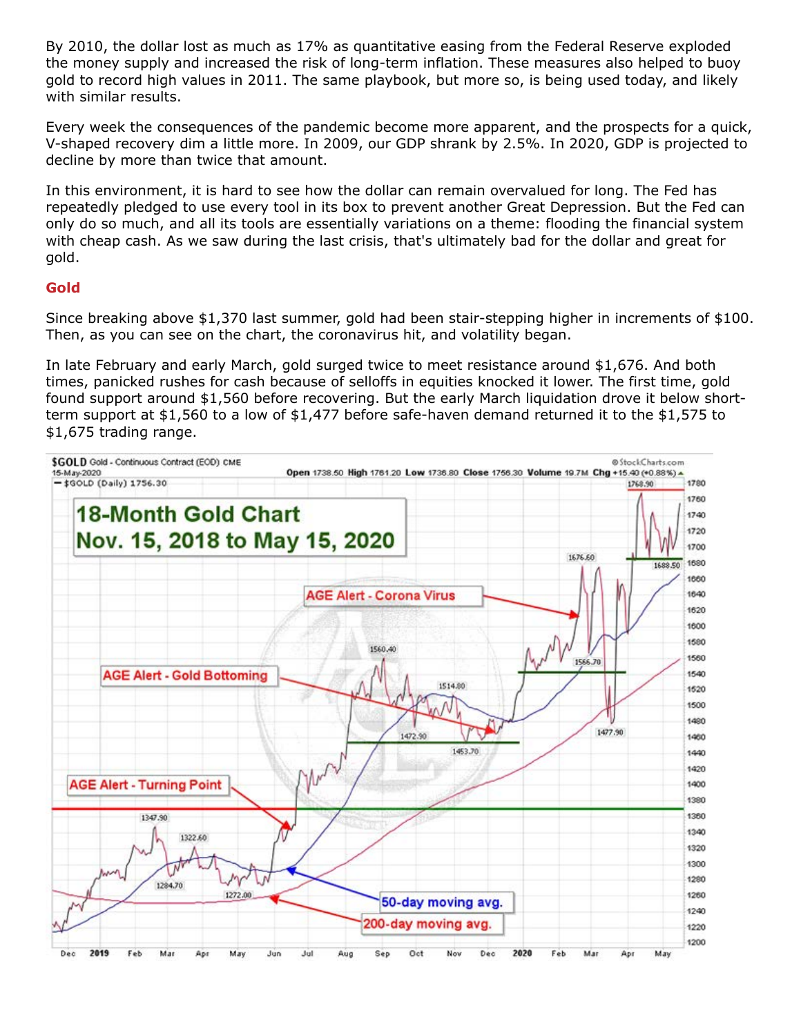By 2010, the dollar lost as much as 17% as quantitative easing from the Federal Reserve exploded the money supply and increased the risk of long-term inflation. These measures also helped to buoy gold to record high values in 2011. The same playbook, but more so, is being used today, and likely with similar results.

Every week the consequences of the pandemic become more apparent, and the prospects for a quick, V-shaped recovery dim a little more. In 2009, our GDP shrank by 2.5%. In 2020, GDP is projected to decline by more than twice that amount.

In this environment, it is hard to see how the dollar can remain overvalued for long. The Fed has repeatedly pledged to use every tool in its box to prevent another Great Depression. But the Fed can only do so much, and all its tools are essentially variations on a theme: flooding the financial system with cheap cash. As we saw during the last crisis, that's ultimately bad for the dollar and great for gold.

## Gold

Since breaking above $1,370 last summer, gold had been stair-stepping higher in increments of $100. Then, as you can see on the chart, the coronavirus hit, and volatility began.

In late February and early March, gold surged twice to meet resistance around $1,676. And both times, panicked rushes for cash because of selloffs in equities knocked it lower. The first time, gold found support around $1,560 before recovering. But the early March liquidation drove it below short-term support at $1,560 to a low of $1,477 before safe-haven demand returned it to the $1,575 to $1,675 trading range.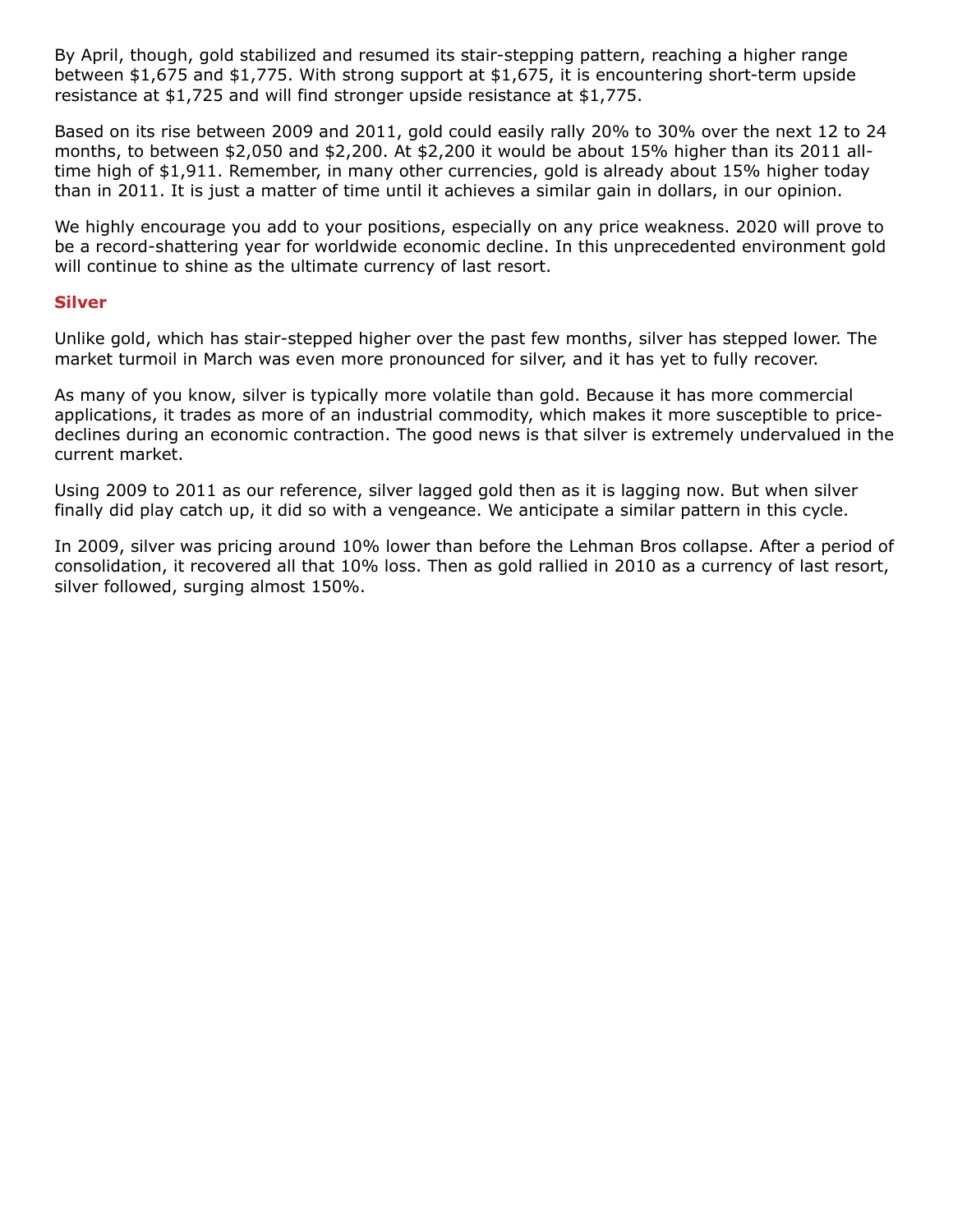By April, though, gold stabilized and resumed its stair-stepping pattern, reaching a higher range between $1,675 and $1,775. With strong support at $1,675, it is encountering short-term upside resistance at $1,725 and will find stronger upside resistance at $1,775.

Based on its rise between 2009 and 2011, gold could easily rally 20% to 30% over the next 12 to 24 months, to between $2,050 and $2,200. At $2,200 it would be about 15% higher than its 2011 all-time high of $1,911. Remember, in many other currencies, gold is already about 15% higher today than in 2011. It is just a matter of time until it achieves a similar gain in dollars, in our opinion.

We highly encourage you add to your positions, especially on any price weakness. 2020 will prove to be a record-shattering year for worldwide economic decline. In this unprecedented environment gold will continue to shine as the ultimate currency of last resort.

## Silver

Unlike gold, which has stair-stepped higher over the past few months, silver has stepped lower. The market turmoil in March was even more pronounced for silver, and it has yet to fully recover.

As many of you know, silver is typically more volatile than gold. Because it has more commercial applications, it trades as more of an industrial commodity, which makes it more susceptible to price-declines during an economic contraction. The good news is that silver is extremely undervalued in the current market.

Using 2009 to 2011 as our reference, silver lagged gold then as it is lagging now. But when silver finally did play catch up, it did so with a vengeance. We anticipate a similar pattern in this cycle.

In 2009, silver was pricing around 10% lower than before the Lehman Bros collapse. After a period of consolidation, it recovered all that 10% loss. Then as gold rallied in 2010 as a currency of last resort, silver followed, surging almost 150%.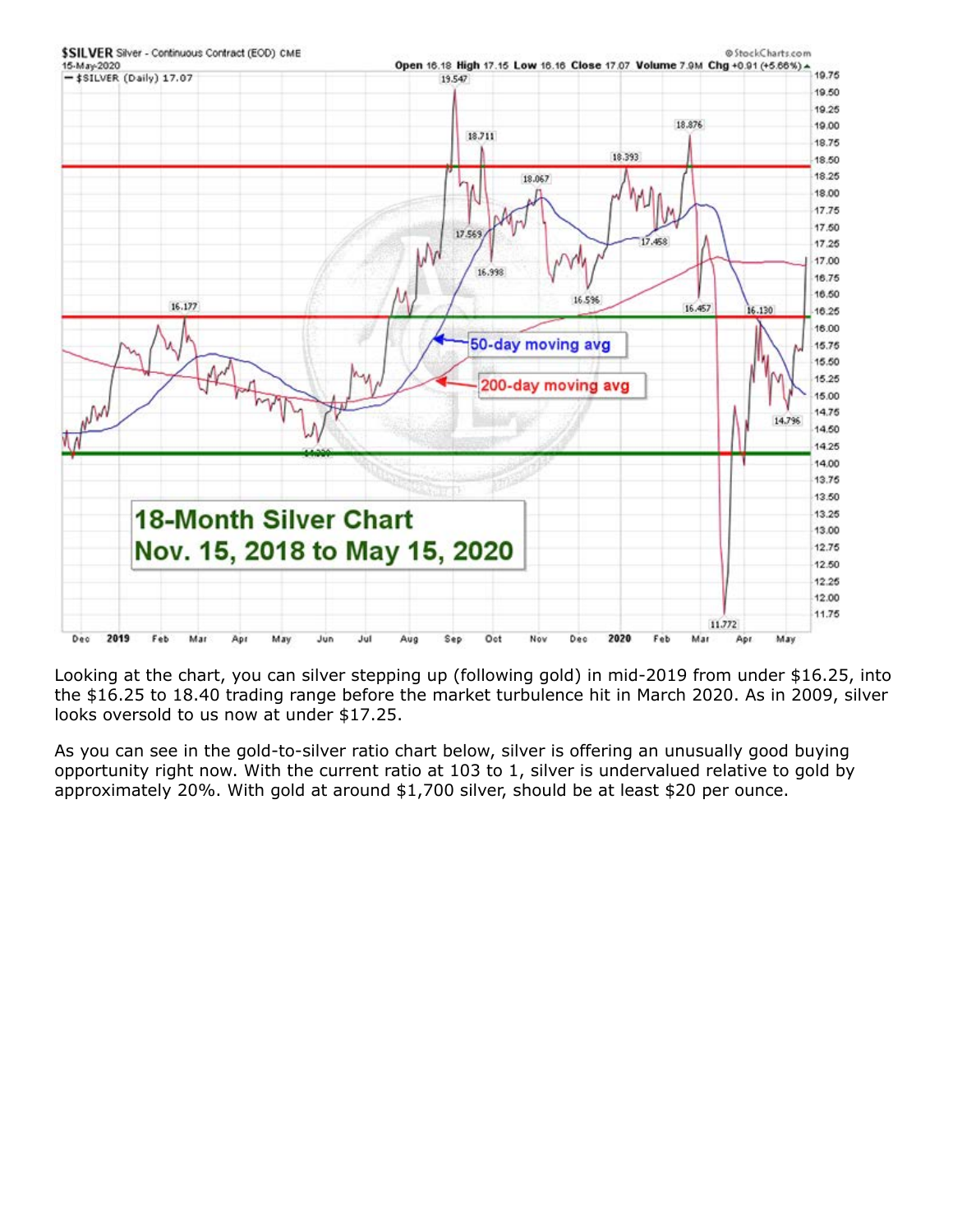Looking at the chart, you can silver stepping up (following gold) in mid-2019 from under $16.25, into the $16.25 to 18.40 trading range before the market turbulence hit in March 2020. As in 2009, silver looks oversold to us now at under $17.25.

As you can see in the gold-to-silver ratio chart below, silver is offering an unusually good buying opportunity right now. With the current ratio at 103 to 1, silver is undervalued relative to gold by approximately 20%. With gold at around $1,700 silver, should be at least $20 per ounce.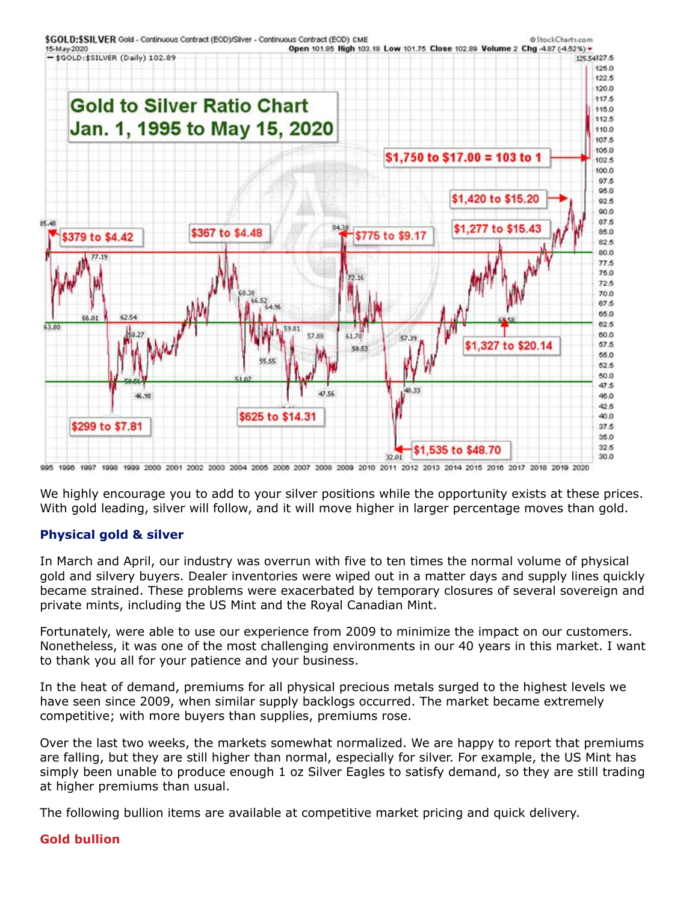We highly encourage you to add to your silver positions while the opportunity exists at these prices. With gold leading, silver will follow, and it will move higher in larger percentage moves than gold.

### Physical gold & silver

In March and April, our industry was overrun with five to ten times the normal volume of physical gold and silvery buyers. Dealer inventories were wiped out in a matter days and supply lines quickly became strained. These problems were exacerbated by temporary closures of several sovereign and private mints, including the US Mint and the Royal Canadian Mint.

Fortunately, were able to use our experience from 2009 to minimize the impact on our customers. Nonetheless, it was one of the most challenging environments in our 40 years in this market. I want to thank you all for your patience and your business.

In the heat of demand, premiums for all physical precious metals surged to the highest levels we have seen since 2009, when similar supply backlogs occurred. The market became extremely competitive; with more buyers than supplies, premiums rose.

Over the last two weeks, the markets somewhat normalized. We are happy to report that premiums are falling, but they are still higher than normal, especially for silver. For example, the US Mint has simply been unable to produce enough 1 oz Silver Eagles to satisfy demand, so they are still trading at higher premiums than usual.

The following bullion items are available at competitive market pricing and quick delivery.

### Gold bullion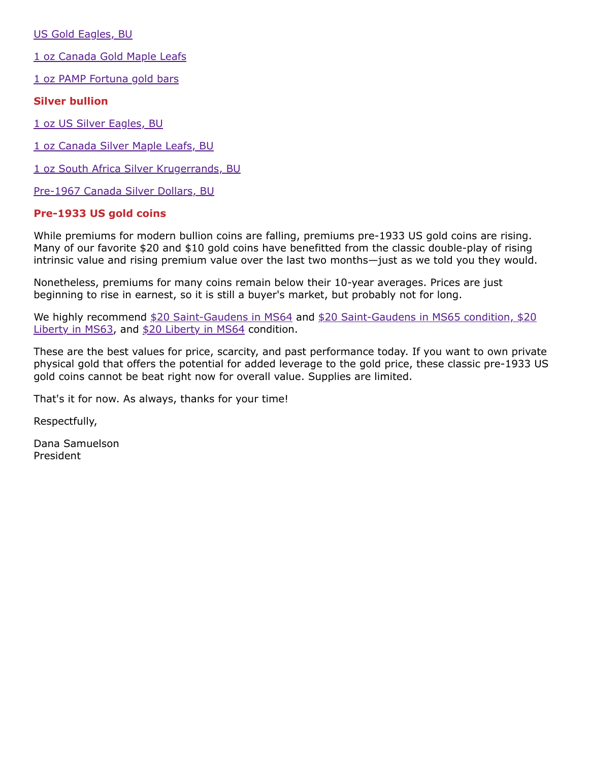US Gold Eagles, BU

1 oz Canada Gold Maple Leafs

1 oz PAMP Fortuna gold bars

**Silver bullion**

1 oz US Silver Eagles, BU

1 oz Canada Silver Maple Leafs, BU

1 oz South Africa Silver Krugerrands, BU

Pre-1967 Canada Silver Dollars, BU

**Pre-1933 US gold coins**

While premiums for modern bullion coins are falling, premiums pre-1933 US gold coins are rising. Many of our favorite $20 and $10 gold coins have benefitted from the classic double-play of rising intrinsic value and rising premium value over the last two months—just as we told you they would.

Nonetheless, premiums for many coins remain below their 10-year averages. Prices are just beginning to rise in earnest, so it is still a buyer's market, but probably not for long.

We highly recommend $20 Saint-Gaudens in MS64 and $20 Saint-Gaudens in MS65 condition, $20 Liberty in MS63, and $20 Liberty in MS64 condition.

These are the best values for price, scarcity, and past performance today. If you want to own private physical gold that offers the potential for added leverage to the gold price, these classic pre-1933 US gold coins cannot be beat right now for overall value. Supplies are limited.

That's it for now. As always, thanks for your time!

Respectfully,

Dana Samuelson
President